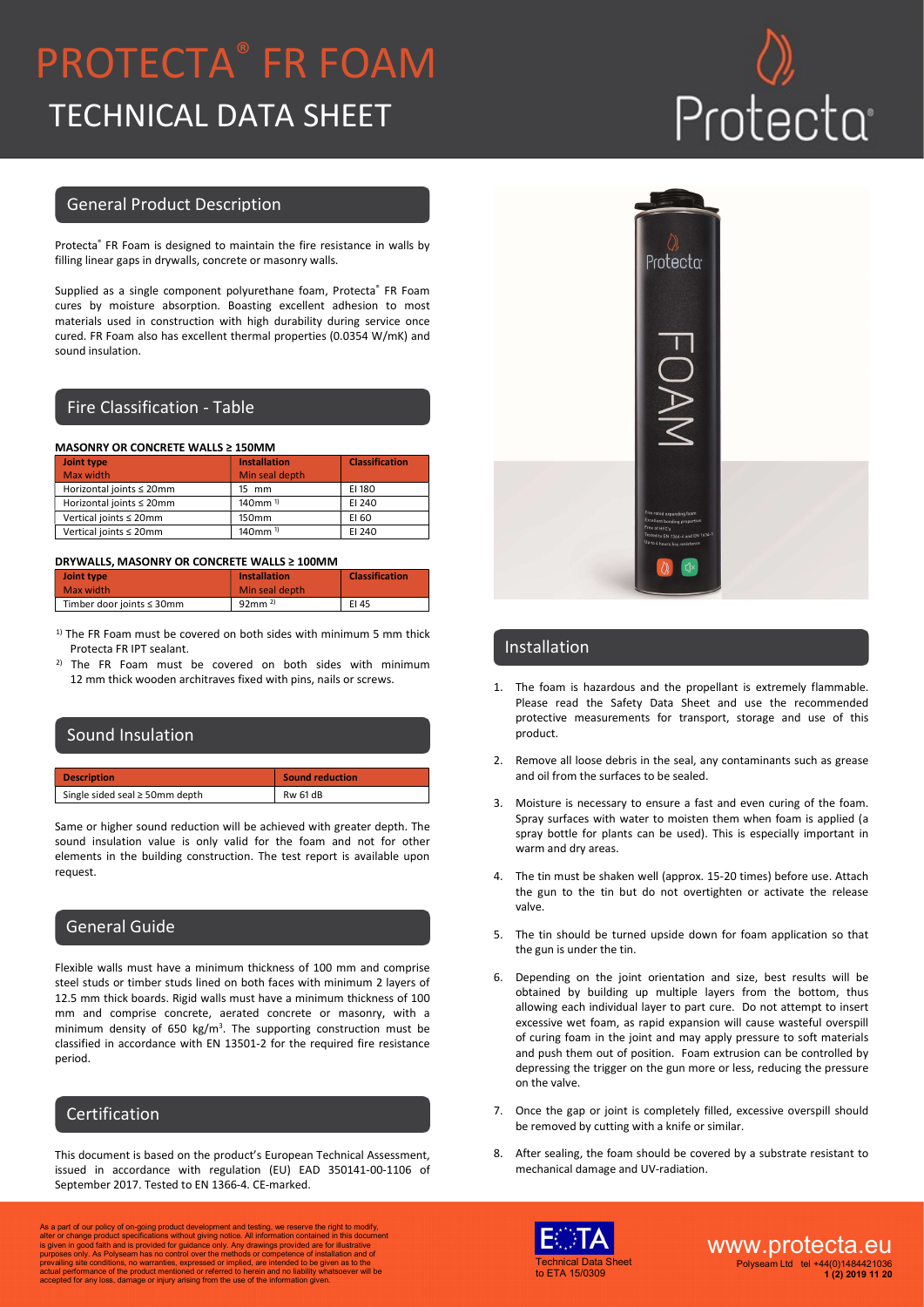# PROTECTA® FR FOAM

# TECHNICAL DATA SHEET

## General Product Description

Protecta® FR Foam is designed to maintain the fire resistance in walls by filling linear gaps in drywalls, concrete or masonry walls.

Supplied as a single component polyurethane foam, Protecta® FR Foam cures by moisture absorption. Boasting excellent adhesion to most materials used in construction with high durability during service once cured. FR Foam also has excellent thermal properties (0.0354 W/mK) and sound insulation.

## Fire Classification - Table

**MASONRY OR CONCRETE WALLS ≥ 150MM**

| Joint type<br>Max width | Installation<br>Min seal depth | Classification |
|---|---|---|
| Horizontal joints ≤ 20mm | 15 mm | EI 180 |
| Horizontal joints ≤ 20mm | 140mm [1] | EI 240 |
| Vertical joints ≤ 20mm | 150mm | EI 60 |
| Vertical joints ≤ 20mm | 140mm [1] | EI 240 |

**DRYWALLS, MASONRY OR CONCRETE WALLS ≥ 100MM**

| Joint type<br>Max width | Installation<br>Min seal depth | Classification |
|---|---|---|
| Timber door joints ≤ 30mm | 92mm [2] | EI 45 |

[1] The FR Foam must be covered on both sides with minimum 5 mm thick Protecta FR IPT sealant.

[2] The FR Foam must be covered on both sides with minimum 12 mm thick wooden architraves fixed with pins, nails or screws.

## Sound Insulation

| Description | Sound reduction |
|---|---|
| Single sided seal ≥ 50mm depth | Rw 61 dB |

Same or higher sound reduction will be achieved with greater depth. The sound insulation value is only valid for the foam and not for other elements in the building construction. The test report is available upon request.

## General Guide

Flexible walls must have a minimum thickness of 100 mm and comprise steel studs or timber studs lined on both faces with minimum 2 layers of 12.5 mm thick boards. Rigid walls must have a minimum thickness of 100 mm and comprise concrete, aerated concrete or masonry, with a minimum density of 650 kg/m$^3$. The supporting construction must be classified in accordance with EN 13501-2 for the required fire resistance period.

## Certification

This document is based on the product's European Technical Assessment, issued in accordance with regulation (EU) EAD 350141-00-1106 of September 2017. Tested to EN 1366-4. CE-marked.

## Installation

1. The foam is hazardous and the propellant is extremely flammable. Please read the Safety Data Sheet and use the recommended protective measurements for transport, storage and use of this product.
2. Remove all loose debris in the seal, any contaminants such as grease and oil from the surfaces to be sealed.
3. Moisture is necessary to ensure a fast and even curing of the foam. Spray surfaces with water to moisten them when foam is applied (a spray bottle for plants can be used). This is especially important in warm and dry areas.
4. The tin must be shaken well (approx. 15-20 times) before use. Attach the gun to the tin but do not overtighten or activate the release valve.
5. The tin should be turned upside down for foam application so that the gun is under the tin.
6. Depending on the joint orientation and size, best results will be obtained by building up multiple layers from the bottom, thus allowing each individual layer to part cure. Do not attempt to insert excessive wet foam, as rapid expansion will cause wasteful overspill of curing foam in the joint and may apply pressure to soft materials and push them out of position. Foam extrusion can be controlled by depressing the trigger on the gun more or less, reducing the pressure on the valve.
7. Once the gap or joint is completely filled, excessive overspill should be removed by cutting with a knife or similar.
8. After sealing, the foam should be covered by a substrate resistant to mechanical damage and UV-radiation.

As a part of our policy of on-going product development and testing, we reserve the right to modify, alter or change product specifications without giving notice. All information contained in this document is given in good faith and is provided for guidance only. Any drawings provided are for illustrative purposes only. As Polyseam has no control over the methods or competence of installation and of prevailing site conditions, no warranties, expressed or implied, are intended to be given as to the actual performance of the product mentioned or referred to herein and no liability whatsoever will be accepted for any loss, damage or injury arising from the use of the information given.

Technical Data Sheet to ETA 15/0309

www.protecta.eu

Polyseam Ltd tel +44(0)1484421036

1 (2) 2019 11 20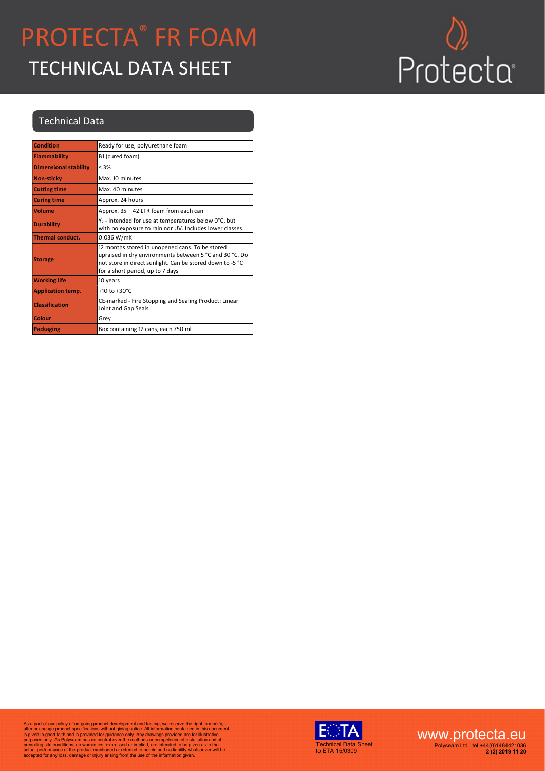# PROTECTA® FR FOAM

## TECHNICAL DATA SHEET

### Technical Data

| | |
|---|---|
| **Condition** | Ready for use, polyurethane foam |
| **Flammability** | B1 (cured foam) |
| **Dimensional stability** | ≤ 3% |
| **Non-sticky** | Max. 10 minutes |
| **Cutting time** | Max. 40 minutes |
| **Curing time** | Approx. 24 hours |
| **Volume** | Approx. 35 – 42 LTR foam from each can |
| **Durability** | $Y_2$ - Intended for use at temperatures below 0°C, but with no exposure to rain nor UV. Includes lower classes. |
| **Thermal conduct.** | 0.036 W/mK |
| **Storage** | 12 months stored in unopened cans. To be stored upraised in dry environments between 5 °C and 30 °C. Do not store in direct sunlight. Can be stored down to -5 °C for a short period, up to 7 days |
| **Working life** | 10 years |
| **Application temp.** | +10 to +30°C |
| **Classification** | CE-marked - Fire Stopping and Sealing Product: Linear Joint and Gap Seals |
| **Colour** | Grey |
| **Packaging** | Box containing 12 cans, each 750 ml |

As a part of our policy of on-going product development and testing, we reserve the right to modify, alter or change product specifications without giving notice. All information contained in this document is given in good faith and is provided for guidance only. Any drawings provided are for illustrative purposes only. As Polyseam has no control over the methods or competence of installation and of prevailing site conditions, no warranties, expressed or implied, are intended to be given as to the actual performance of the product mentioned or referred to herein and no liability whatsoever will be accepted for any loss, damage or injury arising from the use of the information given.

Technical Data Sheet to ETA 15/0309

www.protecta.eu

Polyseam Ltd tel +44(0)1484421036

2 (2) 2019 11 20